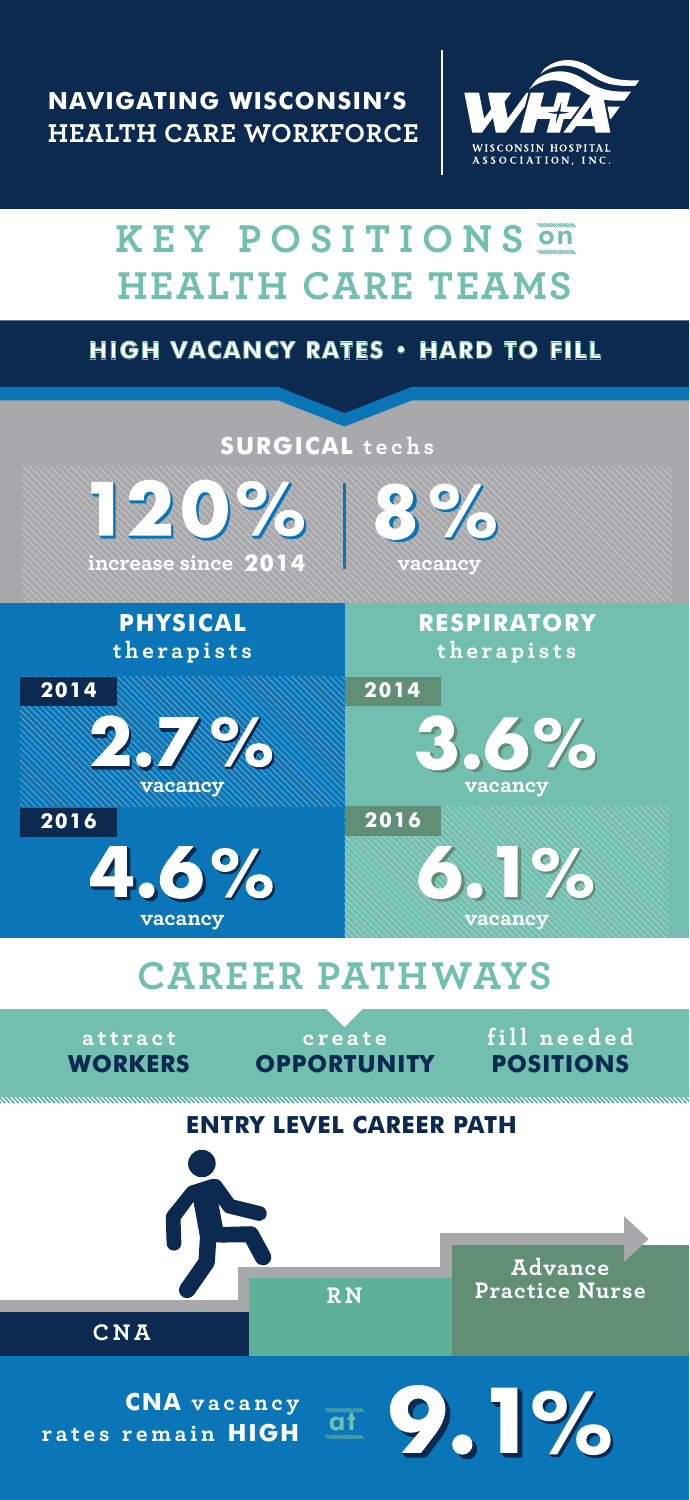# NAVIGATING WISCONSIN'S HEALTH CARE WORKFORCE

WISCONSIN HOSPITAL ASSOCIATION, INC.

## KEY POSITIONS on HEALTH CARE TEAMS

**HIGH VACANCY RATES • HARD TO FILL**

### SURGICAL techs

**120%** increase since **2014**

**8%** vacancy

### PHYSICAL therapists

**2014**

**2.7%** vacancy

**2016**

**4.6%** vacancy

### RESPIRATORY therapists

**2014**

**3.6%** vacancy

**2016**

**6.1%** vacancy

## CAREER PATHWAYS

attract **WORKERS**

create **OPPORTUNITY**

fill needed **POSITIONS**

### ENTRY LEVEL CAREER PATH

CNA

RN

Advance Practice Nurse

**CNA** vacancy rates remain **HIGH** at **9.1%**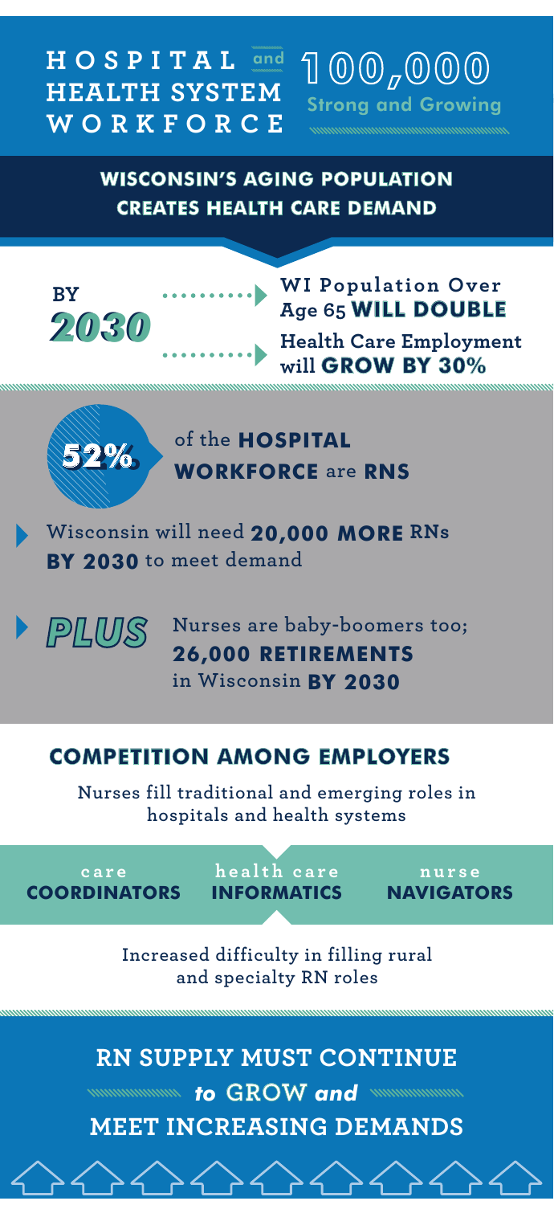# HOSPITAL and HEALTH SYSTEM WORKFORCE

# 100,000

Strong and Growing

## WISCONSIN'S AGING POPULATION CREATES HEALTH CARE DEMAND

BY 2030

- WI Population Over Age 65 **WILL DOUBLE**
- Health Care Employment will **GROW BY 30%**

**52%** of the **HOSPITAL WORKFORCE** are **RNS**

Wisconsin will need **20,000 MORE RNs BY 2030** to meet demand

**PLUS** Nurses are baby-boomers too; **26,000 RETIREMENTS** in Wisconsin **BY 2030**

## COMPETITION AMONG EMPLOYERS

Nurses fill traditional and emerging roles in hospitals and health systems

care **COORDINATORS** | health care **INFORMATICS** | nurse **NAVIGATORS**

Increased difficulty in filling rural and specialty RN roles

## RN SUPPLY MUST CONTINUE *to* GROW *and* MEET INCREASING DEMANDS